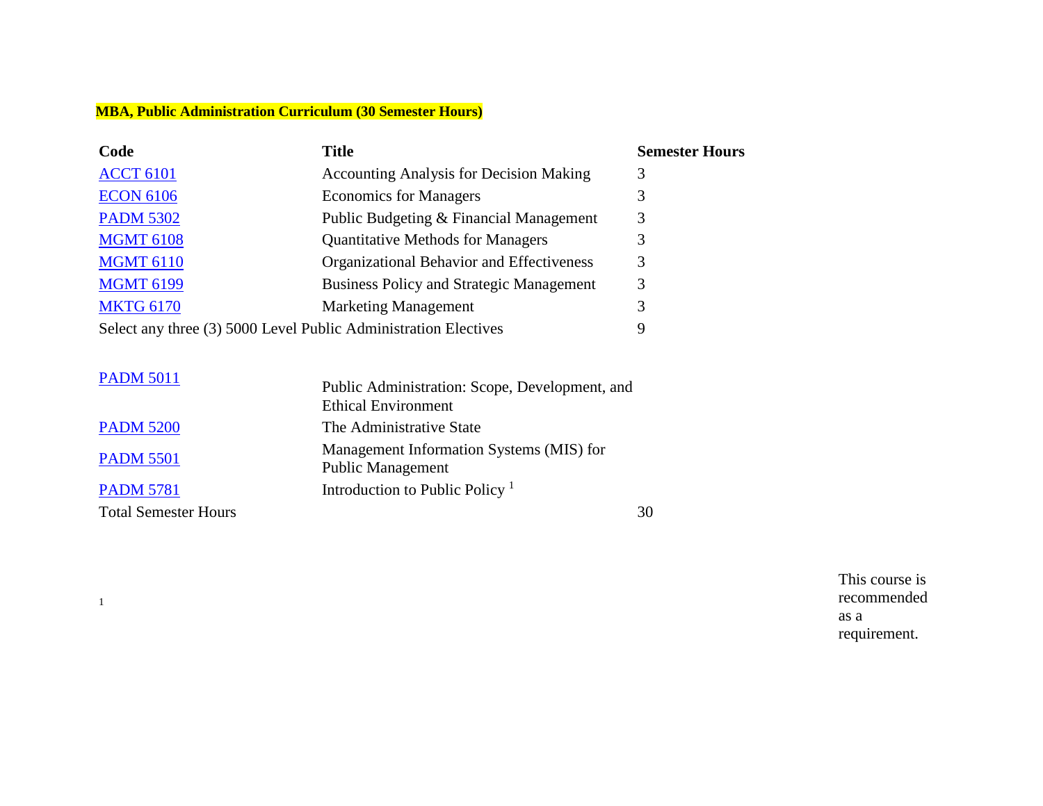**MBA, Public Administration Curriculum (30 Semester Hours)**

| Code | Title | Semester Hours |
| --- | --- | --- |
| ACCT 6101 | Accounting Analysis for Decision Making | 3 |
| ECON 6106 | Economics for Managers | 3 |
| PADM 5302 | Public Budgeting & Financial Management | 3 |
| MGMT 6108 | Quantitative Methods for Managers | 3 |
| MGMT 6110 | Organizational Behavior and Effectiveness | 3 |
| MGMT 6199 | Business Policy and Strategic Management | 3 |
| MKTG 6170 | Marketing Management | 3 |
| Select any three (3) 5000 Level Public Administration Electives | | 9 |
| | | |
| PADM 5011 | Public Administration: Scope, Development, and Ethical Environment | |
| PADM 5200 | The Administrative State | |
| PADM 5501 | Management Information Systems (MIS) for Public Management | |
| PADM 5781 | Introduction to Public Policy [1] | |
| Total Semester Hours | | 30 |

[1] This course is recommended as a requirement.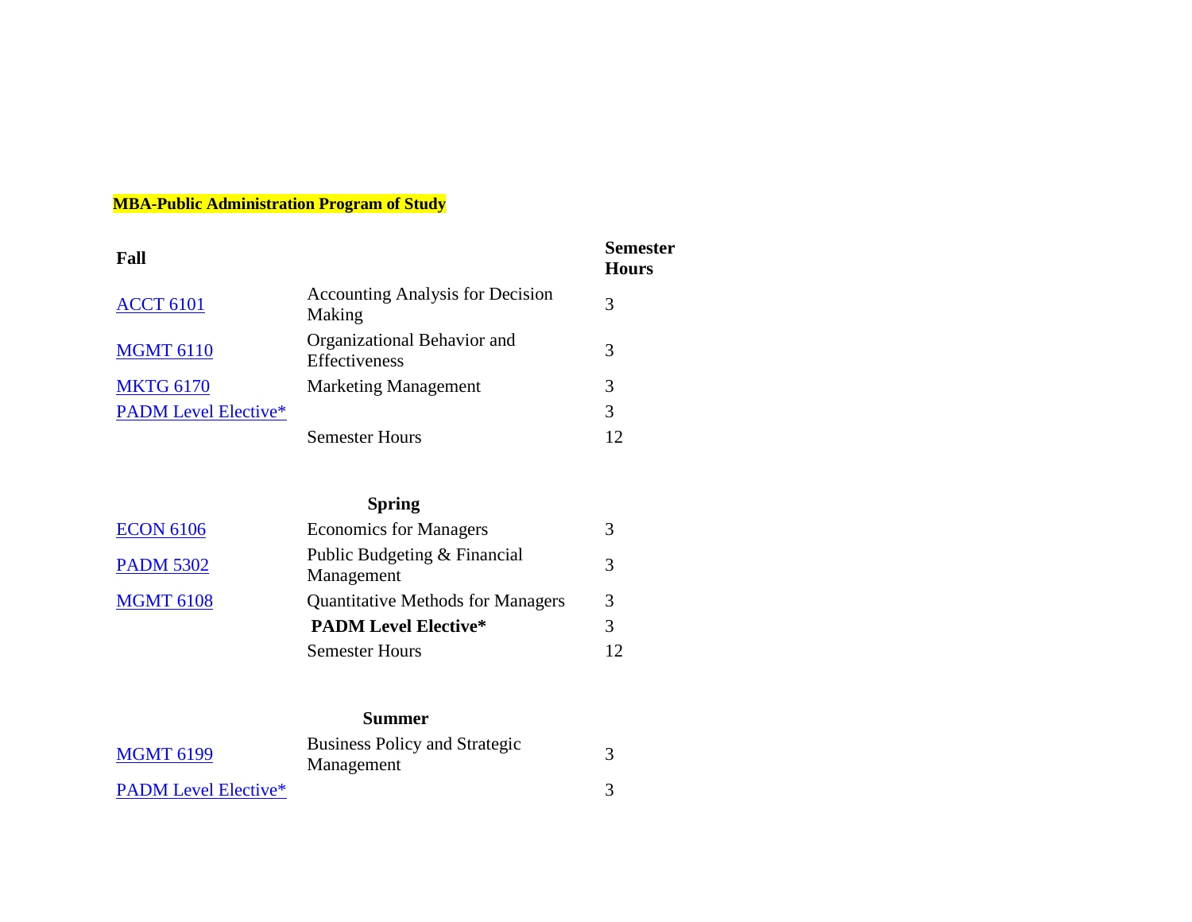**MBA-Public Administration Program of Study**

| **Fall** | | **Semester Hours** |
|---|---|---|
| ACCT 6101 | Accounting Analysis for Decision Making | 3 |
| MGMT 6110 | Organizational Behavior and Effectiveness | 3 |
| MKTG 6170 | Marketing Management | 3 |
| PADM Level Elective* | | 3 |
| | Semester Hours | 12 |

| | **Spring** | |
|---|---|---|
| ECON 6106 | Economics for Managers | 3 |
| PADM 5302 | Public Budgeting & Financial Management | 3 |
| MGMT 6108 | Quantitative Methods for Managers | 3 |
| | **PADM Level Elective*** | 3 |
| | Semester Hours | 12 |

| | **Summer** | |
|---|---|---|
| MGMT 6199 | Business Policy and Strategic Management | 3 |
| PADM Level Elective* | | 3 |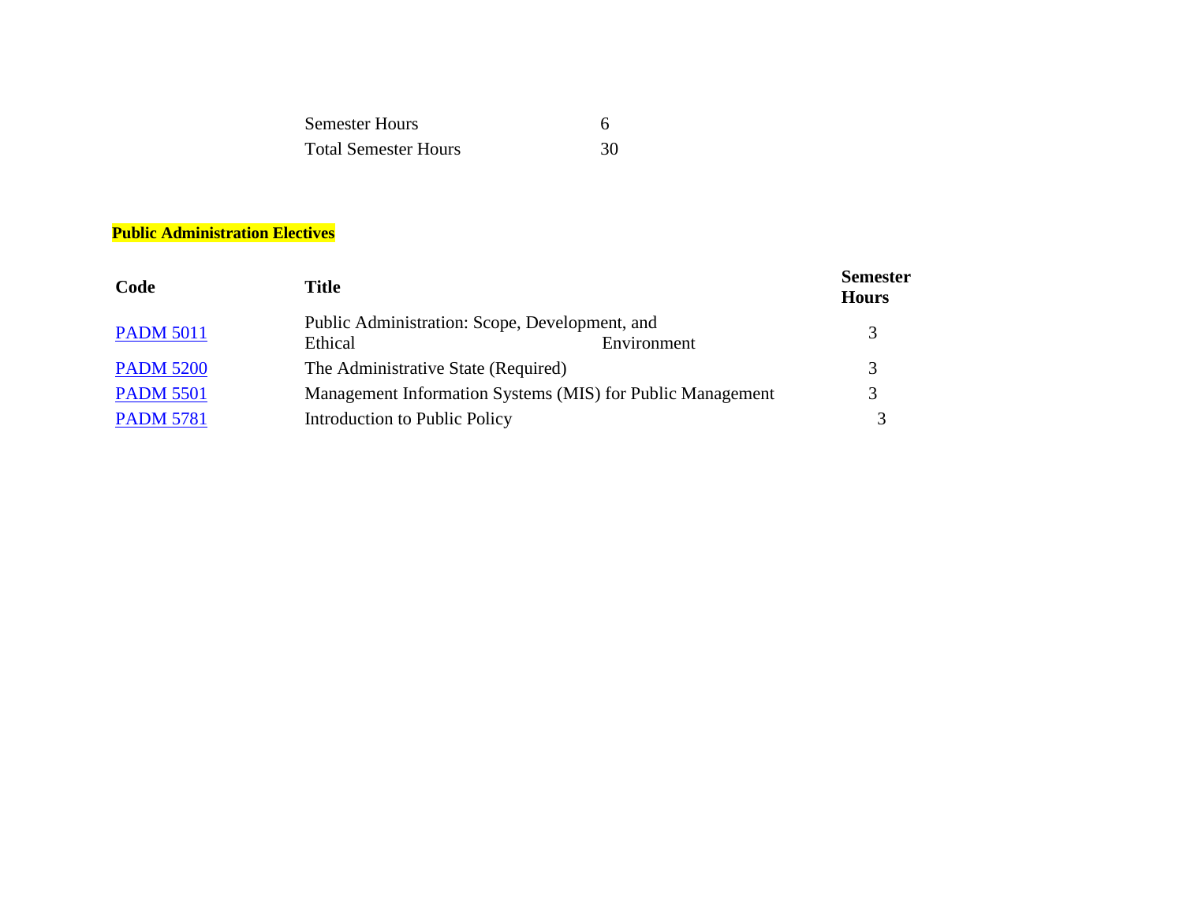| | |
|---|---|
| Semester Hours | 6 |
| Total Semester Hours | 30 |

**Public Administration Electives**

| Code | Title | Semester Hours |
|---|---|---|
| PADM 5011 | Public Administration: Scope, Development, and Ethical Environment | 3 |
| PADM 5200 | The Administrative State (Required) | 3 |
| PADM 5501 | Management Information Systems (MIS) for Public Management | 3 |
| PADM 5781 | Introduction to Public Policy | 3 |